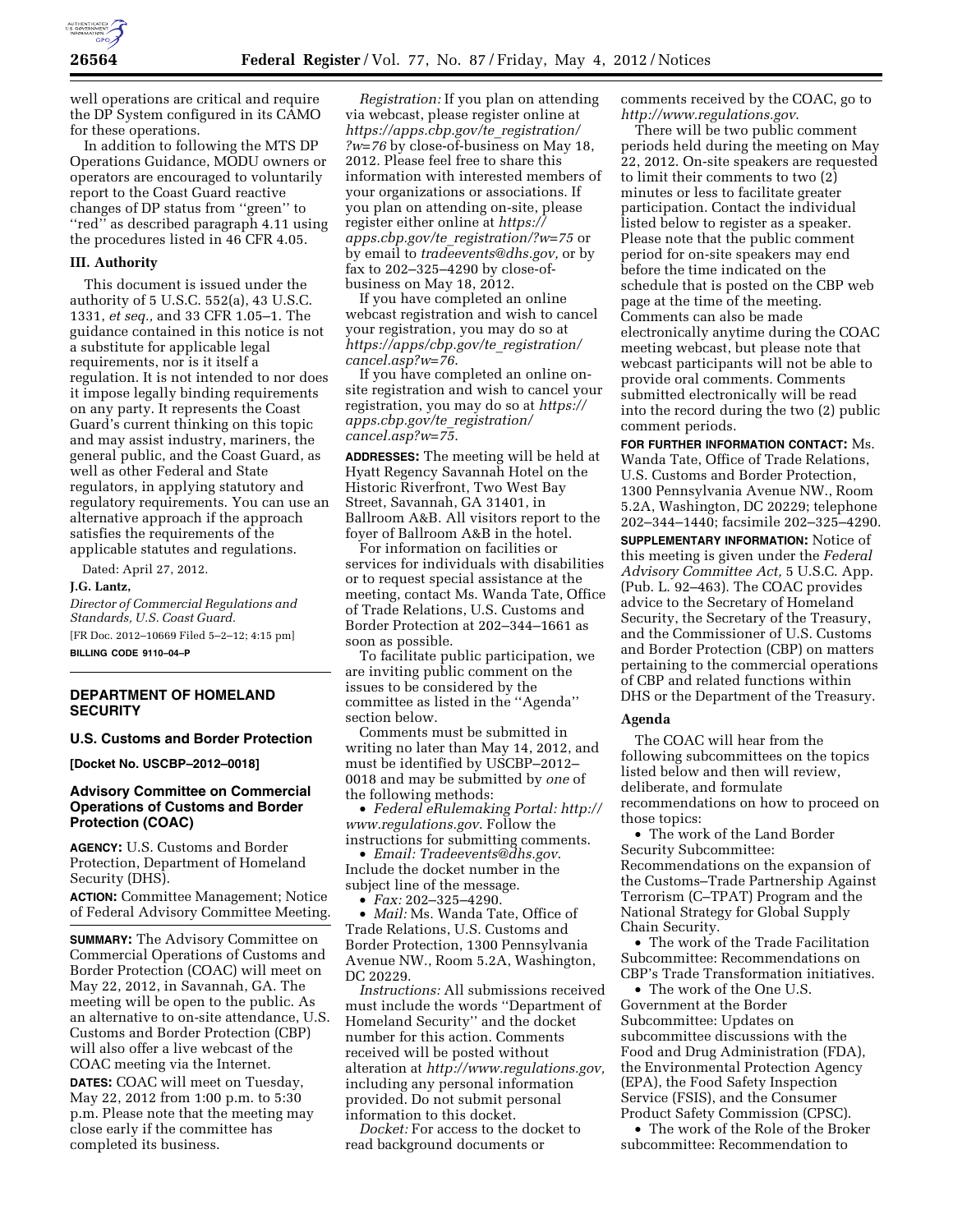well operations are critical and require the DP System configured in its CAMO for these operations.

In addition to following the MTS DP Operations Guidance, MODU owners or operators are encouraged to voluntarily report to the Coast Guard reactive changes of DP status from ''green'' to ''red'' as described paragraph 4.11 using the procedures listed in 46 CFR 4.05.

### III. Authority

This document is issued under the authority of 5 U.S.C. 552(a), 43 U.S.C. 1331, *et seq.,* and 33 CFR 1.05–1. The guidance contained in this notice is not a substitute for applicable legal requirements, nor is it itself a regulation. It is not intended to nor does it impose legally binding requirements on any party. It represents the Coast Guard's current thinking on this topic and may assist industry, mariners, the general public, and the Coast Guard, as well as other Federal and State regulators, in applying statutory and regulatory requirements. You can use an alternative approach if the approach satisfies the requirements of the applicable statutes and regulations.

Dated: April 27, 2012.

**J.G. Lantz,**

*Director of Commercial Regulations and Standards, U.S. Coast Guard.*

[FR Doc. 2012–10669 Filed 5–2–12; 4:15 pm]

**BILLING CODE 9110–04–P**

---

## DEPARTMENT OF HOMELAND SECURITY

### U.S. Customs and Border Protection

**[Docket No. USCBP–2012–0018]**

### Advisory Committee on Commercial Operations of Customs and Border Protection (COAC)

**AGENCY:** U.S. Customs and Border Protection, Department of Homeland Security (DHS).

**ACTION:** Committee Management; Notice of Federal Advisory Committee Meeting.

**SUMMARY:** The Advisory Committee on Commercial Operations of Customs and Border Protection (COAC) will meet on May 22, 2012, in Savannah, GA. The meeting will be open to the public. As an alternative to on-site attendance, U.S. Customs and Border Protection (CBP) will also offer a live webcast of the COAC meeting via the Internet.

**DATES:** COAC will meet on Tuesday, May 22, 2012 from 1:00 p.m. to 5:30 p.m. Please note that the meeting may close early if the committee has completed its business.

*Registration:* If you plan on attending via webcast, please register online at *https://apps.cbp.gov/te_registration/?w=76* by close-of-business on May 18, 2012. Please feel free to share this information with interested members of your organizations or associations. If you plan on attending on-site, please register either online at *https://apps.cbp.gov/te_registration/?w=75* or by email to *tradeevents@dhs.gov,* or by fax to 202–325–4290 by close-of-business on May 18, 2012.

If you have completed an online webcast registration and wish to cancel your registration, you may do so at *https://apps/cbp.gov/te_registration/cancel.asp?w=76.*

If you have completed an online on-site registration and wish to cancel your registration, you may do so at *https://apps.cbp.gov/te_registration/cancel.asp?w=75.*

**ADDRESSES:** The meeting will be held at Hyatt Regency Savannah Hotel on the Historic Riverfront, Two West Bay Street, Savannah, GA 31401, in Ballroom A&B. All visitors report to the foyer of Ballroom A&B in the hotel.

For information on facilities or services for individuals with disabilities or to request special assistance at the meeting, contact Ms. Wanda Tate, Office of Trade Relations, U.S. Customs and Border Protection at 202–344–1661 as soon as possible.

To facilitate public participation, we are inviting public comment on the issues to be considered by the committee as listed in the ''Agenda'' section below.

Comments must be submitted in writing no later than May 14, 2012, and must be identified by USCBP–2012–0018 and may be submitted by *one* of the following methods:

- *Federal eRulemaking Portal: http://www.regulations.gov.* Follow the instructions for submitting comments.
- *Email: Tradeevents@dhs.gov.* Include the docket number in the subject line of the message.
- *Fax:* 202–325–4290.
- *Mail:* Ms. Wanda Tate, Office of Trade Relations, U.S. Customs and Border Protection, 1300 Pennsylvania Avenue NW., Room 5.2A, Washington, DC 20229.

*Instructions:* All submissions received must include the words ''Department of Homeland Security'' and the docket number for this action. Comments received will be posted without alteration at *http://www.regulations.gov,* including any personal information provided. Do not submit personal information to this docket.

*Docket:* For access to the docket to read background documents or comments received by the COAC, go to *http://www.regulations.gov.*

There will be two public comment periods held during the meeting on May 22, 2012. On-site speakers are requested to limit their comments to two (2) minutes or less to facilitate greater participation. Contact the individual listed below to register as a speaker. Please note that the public comment period for on-site speakers may end before the time indicated on the schedule that is posted on the CBP web page at the time of the meeting. Comments can also be made electronically anytime during the COAC meeting webcast, but please note that webcast participants will not be able to provide oral comments. Comments submitted electronically will be read into the record during the two (2) public comment periods.

**FOR FURTHER INFORMATION CONTACT:** Ms. Wanda Tate, Office of Trade Relations, U.S. Customs and Border Protection, 1300 Pennsylvania Avenue NW., Room 5.2A, Washington, DC 20229; telephone 202–344–1440; facsimile 202–325–4290.

**SUPPLEMENTARY INFORMATION:** Notice of this meeting is given under the *Federal Advisory Committee Act,* 5 U.S.C. App. (Pub. L. 92–463). The COAC provides advice to the Secretary of Homeland Security, the Secretary of the Treasury, and the Commissioner of U.S. Customs and Border Protection (CBP) on matters pertaining to the commercial operations of CBP and related functions within DHS or the Department of the Treasury.

### Agenda

The COAC will hear from the following subcommittees on the topics listed below and then will review, deliberate, and formulate recommendations on how to proceed on those topics:

- The work of the Land Border Security Subcommittee: Recommendations on the expansion of the Customs–Trade Partnership Against Terrorism (C–TPAT) Program and the National Strategy for Global Supply Chain Security.
- The work of the Trade Facilitation Subcommittee: Recommendations on CBP's Trade Transformation initiatives.
- The work of the One U.S. Government at the Border Subcommittee: Updates on subcommittee discussions with the Food and Drug Administration (FDA), the Environmental Protection Agency (EPA), the Food Safety Inspection Service (FSIS), and the Consumer Product Safety Commission (CPSC).
- The work of the Role of the Broker subcommittee: Recommendation to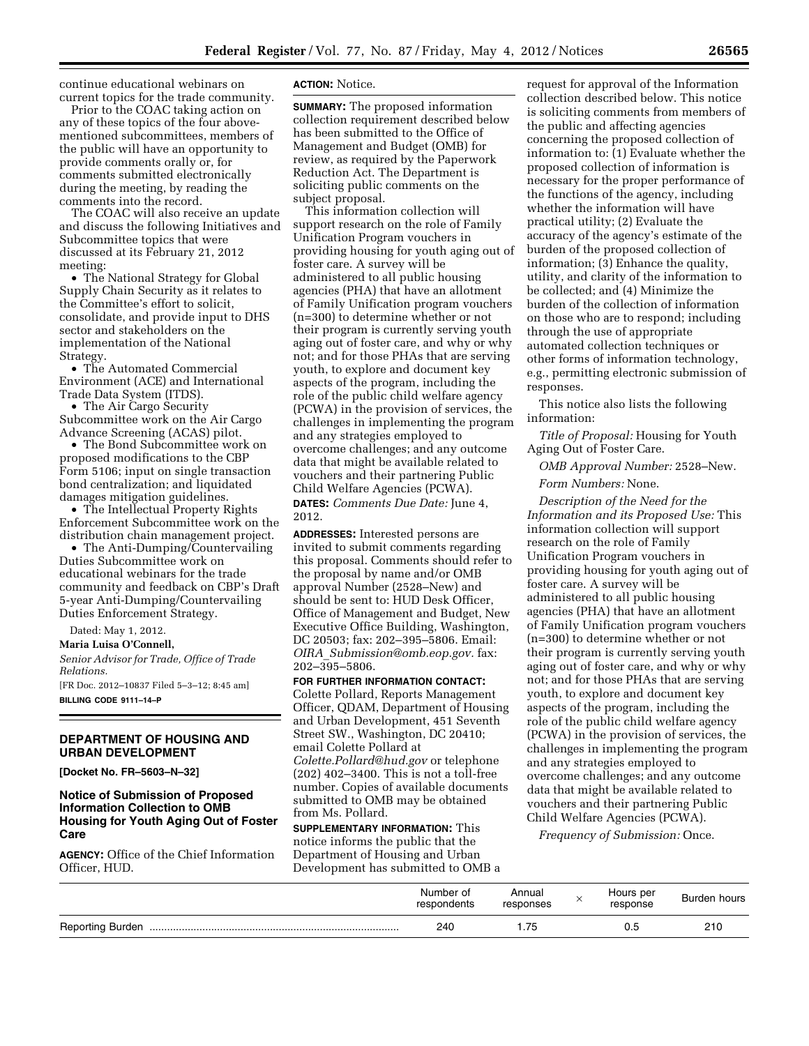continue educational webinars on current topics for the trade community.

Prior to the COAC taking action on any of these topics of the four above-mentioned subcommittees, members of the public will have an opportunity to provide comments orally or, for comments submitted electronically during the meeting, by reading the comments into the record.

The COAC will also receive an update and discuss the following Initiatives and Subcommittee topics that were discussed at its February 21, 2012 meeting:

- The National Strategy for Global Supply Chain Security as it relates to the Committee's effort to solicit, consolidate, and provide input to DHS sector and stakeholders on the implementation of the National Strategy.
- The Automated Commercial Environment (ACE) and International Trade Data System (ITDS).
- The Air Cargo Security Subcommittee work on the Air Cargo Advance Screening (ACAS) pilot.
- The Bond Subcommittee work on proposed modifications to the CBP Form 5106; input on single transaction bond centralization; and liquidated damages mitigation guidelines.
- The Intellectual Property Rights Enforcement Subcommittee work on the distribution chain management project.
- The Anti-Dumping/Countervailing Duties Subcommittee work on educational webinars for the trade community and feedback on CBP's Draft 5-year Anti-Dumping/Countervailing Duties Enforcement Strategy.

Dated: May 1, 2012.

**Maria Luisa O'Connell,**

*Senior Advisor for Trade, Office of Trade Relations.*

[FR Doc. 2012–10837 Filed 5–3–12; 8:45 am]

**BILLING CODE 9111–14–P**

## DEPARTMENT OF HOUSING AND URBAN DEVELOPMENT

**[Docket No. FR–5603–N–32]**

### Notice of Submission of Proposed Information Collection to OMB Housing for Youth Aging Out of Foster Care

**AGENCY:** Office of the Chief Information Officer, HUD.

**ACTION:** Notice.

**SUMMARY:** The proposed information collection requirement described below has been submitted to the Office of Management and Budget (OMB) for review, as required by the Paperwork Reduction Act. The Department is soliciting public comments on the subject proposal.

This information collection will support research on the role of Family Unification Program vouchers in providing housing for youth aging out of foster care. A survey will be administered to all public housing agencies (PHA) that have an allotment of Family Unification program vouchers (n=300) to determine whether or not their program is currently serving youth aging out of foster care, and why or why not; and for those PHAs that are serving youth, to explore and document key aspects of the program, including the role of the public child welfare agency (PCWA) in the provision of services, the challenges in implementing the program and any strategies employed to overcome challenges; and any outcome data that might be available related to vouchers and their partnering Public Child Welfare Agencies (PCWA).

**DATES:** *Comments Due Date:* June 4, 2012.

**ADDRESSES:** Interested persons are invited to submit comments regarding this proposal. Comments should refer to the proposal by name and/or OMB approval Number (2528–New) and should be sent to: HUD Desk Officer, Office of Management and Budget, New Executive Office Building, Washington, DC 20503; fax: 202–395–5806. Email: *OIRA_Submission@omb.eop.gov*. fax: 202–395–5806.

**FOR FURTHER INFORMATION CONTACT:** Colette Pollard, Reports Management Officer, QDAM, Department of Housing and Urban Development, 451 Seventh Street SW., Washington, DC 20410; email Colette Pollard at *Colette.Pollard@hud.gov* or telephone (202) 402–3400. This is not a toll-free number. Copies of available documents submitted to OMB may be obtained from Ms. Pollard.

**SUPPLEMENTARY INFORMATION:** This notice informs the public that the Department of Housing and Urban Development has submitted to OMB a request for approval of the Information collection described below. This notice is soliciting comments from members of the public and affecting agencies concerning the proposed collection of information to: (1) Evaluate whether the proposed collection of information is necessary for the proper performance of the functions of the agency, including whether the information will have practical utility; (2) Evaluate the accuracy of the agency's estimate of the burden of the proposed collection of information; (3) Enhance the quality, utility, and clarity of the information to be collected; and (4) Minimize the burden of the collection of information on those who are to respond; including through the use of appropriate automated collection techniques or other forms of information technology, e.g., permitting electronic submission of responses.

This notice also lists the following information:

*Title of Proposal:* Housing for Youth Aging Out of Foster Care.

*OMB Approval Number:* 2528–New.

*Form Numbers:* None.

*Description of the Need for the Information and its Proposed Use:* This information collection will support research on the role of Family Unification Program vouchers in providing housing for youth aging out of foster care. A survey will be administered to all public housing agencies (PHA) that have an allotment of Family Unification program vouchers (n=300) to determine whether or not their program is currently serving youth aging out of foster care, and why or why not; and for those PHAs that are serving youth, to explore and document key aspects of the program, including the role of the public child welfare agency (PCWA) in the provision of services, the challenges in implementing the program and any strategies employed to overcome challenges; and any outcome data that might be available related to vouchers and their partnering Public Child Welfare Agencies (PCWA).

*Frequency of Submission:* Once.

| | Number of respondents | Annual responses | × | Hours per response | Burden hours |
|---|---|---|---|---|---|
| Reporting Burden | 240 | 1.75 | | 0.5 | 210 |